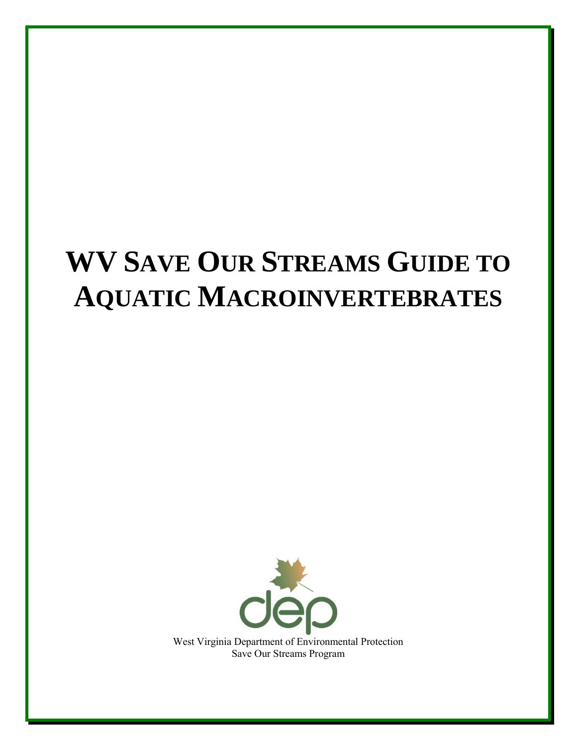# WV Save Our Streams Guide to Aquatic Macroinvertebrates

dep

West Virginia Department of Environmental Protection
Save Our Streams Program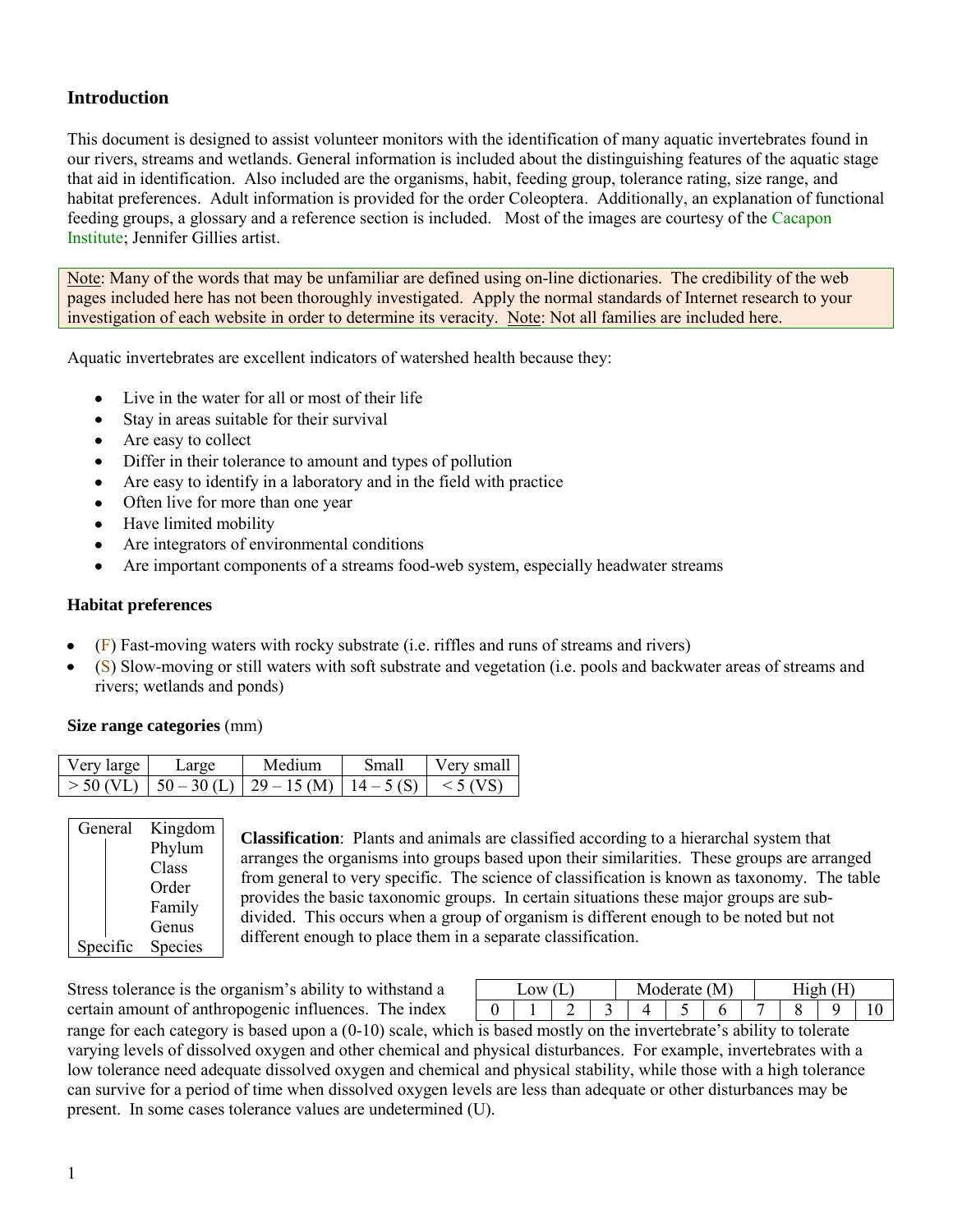## Introduction

This document is designed to assist volunteer monitors with the identification of many aquatic invertebrates found in our rivers, streams and wetlands. General information is included about the distinguishing features of the aquatic stage that aid in identification. Also included are the organisms, habit, feeding group, tolerance rating, size range, and habitat preferences. Adult information is provided for the order Coleoptera. Additionally, an explanation of functional feeding groups, a glossary and a reference section is included. Most of the images are courtesy of the Cacapon Institute; Jennifer Gillies artist.

Note: Many of the words that may be unfamiliar are defined using on-line dictionaries. The credibility of the web pages included here has not been thoroughly investigated. Apply the normal standards of Internet research to your investigation of each website in order to determine its veracity. Note: Not all families are included here.

Aquatic invertebrates are excellent indicators of watershed health because they:

- Live in the water for all or most of their life
- Stay in areas suitable for their survival
- Are easy to collect
- Differ in their tolerance to amount and types of pollution
- Are easy to identify in a laboratory and in the field with practice
- Often live for more than one year
- Have limited mobility
- Are integrators of environmental conditions
- Are important components of a streams food-web system, especially headwater streams

### Habitat preferences

- (F) Fast-moving waters with rocky substrate (i.e. riffles and runs of streams and rivers)
- (S) Slow-moving or still waters with soft substrate and vegetation (i.e. pools and backwater areas of streams and rivers; wetlands and ponds)

**Size range categories** (mm)

| Very large | Large | Medium | Small | Very small |
|---|---|---|---|---|
| > 50 (VL) | 50 – 30 (L) | 29 – 15 (M) | 14 – 5 (S) | < 5 (VS) |

| | |
|---|---|
| General | Kingdom |
| | Phylum |
| | Class |
| | Order |
| | Family |
| | Genus |
| Specific | Species |

**Classification**: Plants and animals are classified according to a hierarchal system that arranges the organisms into groups based upon their similarities. These groups are arranged from general to very specific. The science of classification is known as taxonomy. The table provides the basic taxonomic groups. In certain situations these major groups are sub-divided. This occurs when a group of organism is different enough to be noted but not different enough to place them in a separate classification.

| Low (L) | | | | Moderate (M) | | | High (H) | | | |
|---|---|---|---|---|---|---|---|---|---|---|
| 0 | 1 | 2 | 3 | 4 | 5 | 6 | 7 | 8 | 9 | 10 |

Stress tolerance is the organism's ability to withstand a certain amount of anthropogenic influences. The index range for each category is based upon a (0-10) scale, which is based mostly on the invertebrate's ability to tolerate varying levels of dissolved oxygen and other chemical and physical disturbances. For example, invertebrates with a low tolerance need adequate dissolved oxygen and chemical and physical stability, while those with a high tolerance can survive for a period of time when dissolved oxygen levels are less than adequate or other disturbances may be present. In some cases tolerance values are undetermined (U).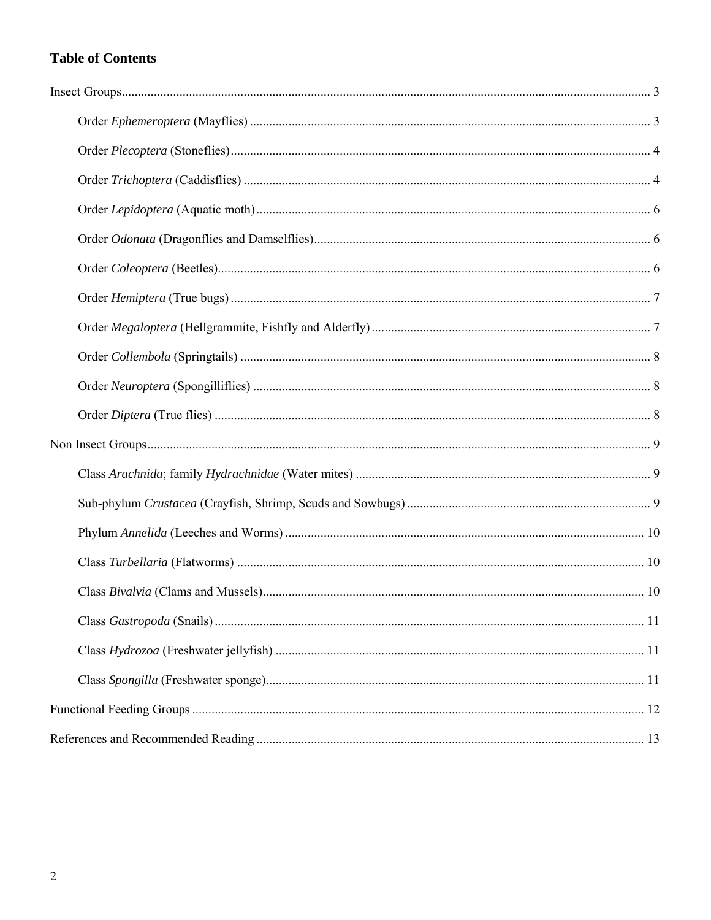## Table of Contents

Insect Groups .......... 3

- Order *Ephemeroptera* (Mayflies) .......... 3
- Order *Plecoptera* (Stoneflies) .......... 4
- Order *Trichoptera* (Caddisflies) .......... 4
- Order *Lepidoptera* (Aquatic moth) .......... 6
- Order *Odonata* (Dragonflies and Damselflies) .......... 6
- Order *Coleoptera* (Beetles) .......... 6
- Order *Hemiptera* (True bugs) .......... 7
- Order *Megaloptera* (Hellgrammite, Fishfly and Alderfly) .......... 7
- Order *Collembola* (Springtails) .......... 8
- Order *Neuroptera* (Spongilliflies) .......... 8
- Order *Diptera* (True flies) .......... 8

Non Insect Groups .......... 9

- Class *Arachnida*; family *Hydrachnidae* (Water mites) .......... 9
- Sub-phylum *Crustacea* (Crayfish, Shrimp, Scuds and Sowbugs) .......... 9
- Phylum *Annelida* (Leeches and Worms) .......... 10
- Class *Turbellaria* (Flatworms) .......... 10
- Class *Bivalvia* (Clams and Mussels) .......... 10
- Class *Gastropoda* (Snails) .......... 11
- Class *Hydrozoa* (Freshwater jellyfish) .......... 11
- Class *Spongilla* (Freshwater sponge) .......... 11

Functional Feeding Groups .......... 12

References and Recommended Reading .......... 13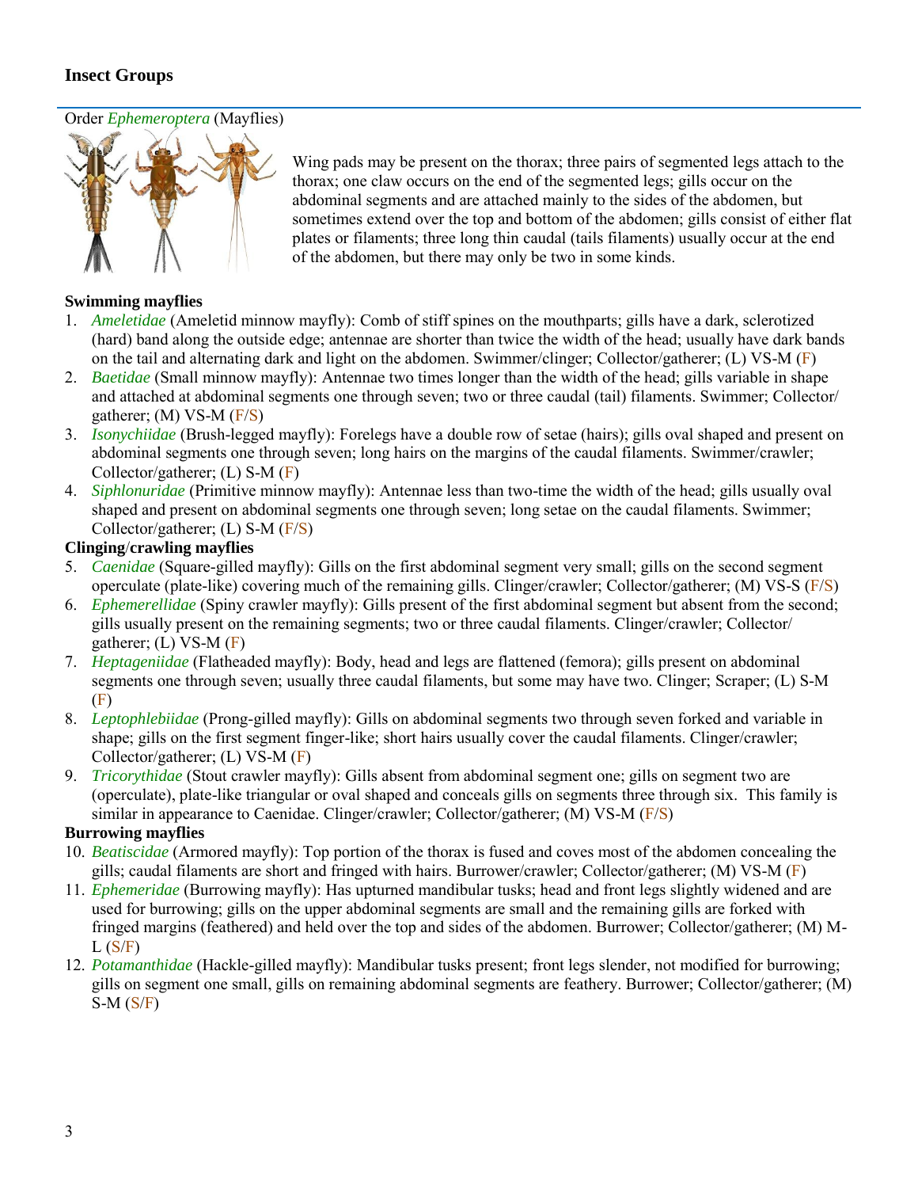## Insect Groups

### Order *Ephemeroptera* (Mayflies)

Wing pads may be present on the thorax; three pairs of segmented legs attach to the thorax; one claw occurs on the end of the segmented legs; gills occur on the abdominal segments and are attached mainly to the sides of the abdomen, but sometimes extend over the top and bottom of the abdomen; gills consist of either flat plates or filaments; three long thin caudal (tails filaments) usually occur at the end of the abdomen, but there may only be two in some kinds.

**Swimming mayflies**

1. *Ameletidae* (Ameletid minnow mayfly): Comb of stiff spines on the mouthparts; gills have a dark, sclerotized (hard) band along the outside edge; antennae are shorter than twice the width of the head; usually have dark bands on the tail and alternating dark and light on the abdomen. Swimmer/clinger; Collector/gatherer; (L) VS-M (F)
2. *Baetidae* (Small minnow mayfly): Antennae two times longer than the width of the head; gills variable in shape and attached at abdominal segments one through seven; two or three caudal (tail) filaments. Swimmer; Collector/gatherer; (M) VS-M (F/S)
3. *Isonychiidae* (Brush-legged mayfly): Forelegs have a double row of setae (hairs); gills oval shaped and present on abdominal segments one through seven; long hairs on the margins of the caudal filaments. Swimmer/crawler; Collector/gatherer; (L) S-M (F)
4. *Siphlonuridae* (Primitive minnow mayfly): Antennae less than two-time the width of the head; gills usually oval shaped and present on abdominal segments one through seven; long setae on the caudal filaments. Swimmer; Collector/gatherer; (L) S-M (F/S)

**Clinging/crawling mayflies**

5. *Caenidae* (Square-gilled mayfly): Gills on the first abdominal segment very small; gills on the second segment operculate (plate-like) covering much of the remaining gills. Clinger/crawler; Collector/gatherer; (M) VS-S (F/S)
6. *Ephemerellidae* (Spiny crawler mayfly): Gills present of the first abdominal segment but absent from the second; gills usually present on the remaining segments; two or three caudal filaments. Clinger/crawler; Collector/gatherer; (L) VS-M (F)
7. *Heptageniidae* (Flatheaded mayfly): Body, head and legs are flattened (femora); gills present on abdominal segments one through seven; usually three caudal filaments, but some may have two. Clinger; Scraper; (L) S-M (F)
8. *Leptophlebiidae* (Prong-gilled mayfly): Gills on abdominal segments two through seven forked and variable in shape; gills on the first segment finger-like; short hairs usually cover the caudal filaments. Clinger/crawler; Collector/gatherer; (L) VS-M (F)
9. *Tricorythidae* (Stout crawler mayfly): Gills absent from abdominal segment one; gills on segment two are (operculate), plate-like triangular or oval shaped and conceals gills on segments three through six. This family is similar in appearance to Caenidae. Clinger/crawler; Collector/gatherer; (M) VS-M (F/S)

**Burrowing mayflies**

10. *Beatiscidae* (Armored mayfly): Top portion of the thorax is fused and coves most of the abdomen concealing the gills; caudal filaments are short and fringed with hairs. Burrower/crawler; Collector/gatherer; (M) VS-M (F)
11. *Ephemeridae* (Burrowing mayfly): Has upturned mandibular tusks; head and front legs slightly widened and are used for burrowing; gills on the upper abdominal segments are small and the remaining gills are forked with fringed margins (feathered) and held over the top and sides of the abdomen. Burrower; Collector/gatherer; (M) M-L (S/F)
12. *Potamanthidae* (Hackle-gilled mayfly): Mandibular tusks present; front legs slender, not modified for burrowing; gills on segment one small, gills on remaining abdominal segments are feathery. Burrower; Collector/gatherer; (M) S-M (S/F)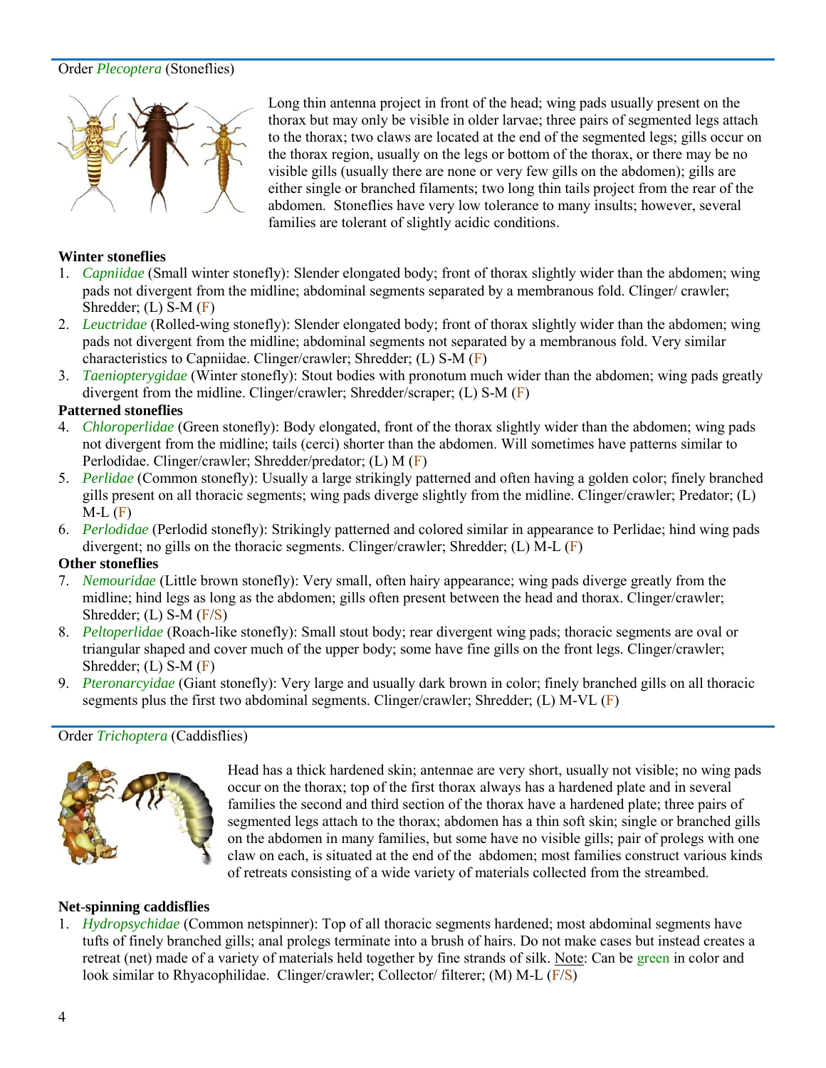## Order *Plecoptera* (Stoneflies)

Long thin antenna project in front of the head; wing pads usually present on the thorax but may only be visible in older larvae; three pairs of segmented legs attach to the thorax; two claws are located at the end of the segmented legs; gills occur on the thorax region, usually on the legs or bottom of the thorax, or there may be no visible gills (usually there are none or very few gills on the abdomen); gills are either single or branched filaments; two long thin tails project from the rear of the abdomen. Stoneflies have very low tolerance to many insults; however, several families are tolerant of slightly acidic conditions.

**Winter stoneflies**

1. *Capniidae* (Small winter stonefly): Slender elongated body; front of thorax slightly wider than the abdomen; wing pads not divergent from the midline; abdominal segments separated by a membranous fold. Clinger/ crawler; Shredder; (L) S-M (F)
2. *Leuctridae* (Rolled-wing stonefly): Slender elongated body; front of thorax slightly wider than the abdomen; wing pads not divergent from the midline; abdominal segments not separated by a membranous fold. Very similar characteristics to Capniidae. Clinger/crawler; Shredder; (L) S-M (F)
3. *Taeniopterygidae* (Winter stonefly): Stout bodies with pronotum much wider than the abdomen; wing pads greatly divergent from the midline. Clinger/crawler; Shredder/scraper; (L) S-M (F)

**Patterned stoneflies**

4. *Chloroperlidae* (Green stonefly): Body elongated, front of the thorax slightly wider than the abdomen; wing pads not divergent from the midline; tails (cerci) shorter than the abdomen. Will sometimes have patterns similar to Perlodidae. Clinger/crawler; Shredder/predator; (L) M (F)
5. *Perlidae* (Common stonefly): Usually a large strikingly patterned and often having a golden color; finely branched gills present on all thoracic segments; wing pads diverge slightly from the midline. Clinger/crawler; Predator; (L) M-L (F)
6. *Perlodidae* (Perlodid stonefly): Strikingly patterned and colored similar in appearance to Perlidae; hind wing pads divergent; no gills on the thoracic segments. Clinger/crawler; Shredder; (L) M-L (F)

**Other stoneflies**

7. *Nemouridae* (Little brown stonefly): Very small, often hairy appearance; wing pads diverge greatly from the midline; hind legs as long as the abdomen; gills often present between the head and thorax. Clinger/crawler; Shredder; (L) S-M (F/S)
8. *Peltoperlidae* (Roach-like stonefly): Small stout body; rear divergent wing pads; thoracic segments are oval or triangular shaped and cover much of the upper body; some have fine gills on the front legs. Clinger/crawler; Shredder; (L) S-M (F)
9. *Pteronarcyidae* (Giant stonefly): Very large and usually dark brown in color; finely branched gills on all thoracic segments plus the first two abdominal segments. Clinger/crawler; Shredder; (L) M-VL (F)

## Order *Trichoptera* (Caddisflies)

Head has a thick hardened skin; antennae are very short, usually not visible; no wing pads occur on the thorax; top of the first thorax always has a hardened plate and in several families the second and third section of the thorax have a hardened plate; three pairs of segmented legs attach to the thorax; abdomen has a thin soft skin; single or branched gills on the abdomen in many families, but some have no visible gills; pair of prolegs with one claw on each, is situated at the end of the abdomen; most families construct various kinds of retreats consisting of a wide variety of materials collected from the streambed.

**Net-spinning caddisflies**

1. *Hydropsychidae* (Common netspinner): Top of all thoracic segments hardened; most abdominal segments have tufts of finely branched gills; anal prolegs terminate into a brush of hairs. Do not make cases but instead creates a retreat (net) made of a variety of materials held together by fine strands of silk. Note: Can be green in color and look similar to Rhyacophilidae. Clinger/crawler; Collector/ filterer; (M) M-L (F/S)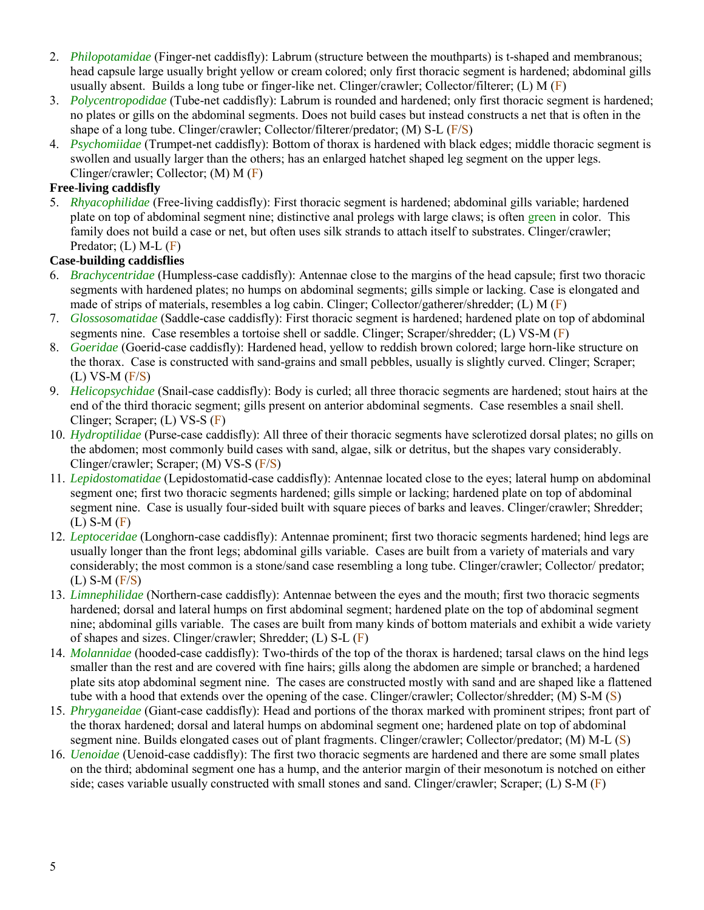2. *Philopotamidae* (Finger-net caddisfly): Labrum (structure between the mouthparts) is t-shaped and membranous; head capsule large usually bright yellow or cream colored; only first thoracic segment is hardened; abdominal gills usually absent. Builds a long tube or finger-like net. Clinger/crawler; Collector/filterer; (L) M (F)
3. *Polycentropodidae* (Tube-net caddisfly): Labrum is rounded and hardened; only first thoracic segment is hardened; no plates or gills on the abdominal segments. Does not build cases but instead constructs a net that is often in the shape of a long tube. Clinger/crawler; Collector/filterer/predator; (M) S-L (F/S)
4. *Psychomiidae* (Trumpet-net caddisfly): Bottom of thorax is hardened with black edges; middle thoracic segment is swollen and usually larger than the others; has an enlarged hatchet shaped leg segment on the upper legs. Clinger/crawler; Collector; (M) M (F)

**Free-living caddisfly**

5. *Rhyacophilidae* (Free-living caddisfly): First thoracic segment is hardened; abdominal gills variable; hardened plate on top of abdominal segment nine; distinctive anal prolegs with large claws; is often green in color. This family does not build a case or net, but often uses silk strands to attach itself to substrates. Clinger/crawler; Predator; (L) M-L (F)

**Case-building caddisflies**

6. *Brachycentridae* (Humpless-case caddisfly): Antennae close to the margins of the head capsule; first two thoracic segments with hardened plates; no humps on abdominal segments; gills simple or lacking. Case is elongated and made of strips of materials, resembles a log cabin. Clinger; Collector/gatherer/shredder; (L) M (F)
7. *Glossosomatidae* (Saddle-case caddisfly): First thoracic segment is hardened; hardened plate on top of abdominal segments nine. Case resembles a tortoise shell or saddle. Clinger; Scraper/shredder; (L) VS-M (F)
8. *Goeridae* (Goerid-case caddisfly): Hardened head, yellow to reddish brown colored; large horn-like structure on the thorax. Case is constructed with sand-grains and small pebbles, usually is slightly curved. Clinger; Scraper; (L) VS-M (F/S)
9. *Helicopsychidae* (Snail-case caddisfly): Body is curled; all three thoracic segments are hardened; stout hairs at the end of the third thoracic segment; gills present on anterior abdominal segments. Case resembles a snail shell. Clinger; Scraper; (L) VS-S (F)
10. *Hydroptilidae* (Purse-case caddisfly): All three of their thoracic segments have sclerotized dorsal plates; no gills on the abdomen; most commonly build cases with sand, algae, silk or detritus, but the shapes vary considerably. Clinger/crawler; Scraper; (M) VS-S (F/S)
11. *Lepidostomatidae* (Lepidostomatid-case caddisfly): Antennae located close to the eyes; lateral hump on abdominal segment one; first two thoracic segments hardened; gills simple or lacking; hardened plate on top of abdominal segment nine. Case is usually four-sided built with square pieces of barks and leaves. Clinger/crawler; Shredder; (L) S-M (F)
12. *Leptoceridae* (Longhorn-case caddisfly): Antennae prominent; first two thoracic segments hardened; hind legs are usually longer than the front legs; abdominal gills variable. Cases are built from a variety of materials and vary considerably; the most common is a stone/sand case resembling a long tube. Clinger/crawler; Collector/ predator; (L) S-M (F/S)
13. *Limnephilidae* (Northern-case caddisfly): Antennae between the eyes and the mouth; first two thoracic segments hardened; dorsal and lateral humps on first abdominal segment; hardened plate on the top of abdominal segment nine; abdominal gills variable. The cases are built from many kinds of bottom materials and exhibit a wide variety of shapes and sizes. Clinger/crawler; Shredder; (L) S-L (F)
14. *Molannidae* (hooded-case caddisfly): Two-thirds of the top of the thorax is hardened; tarsal claws on the hind legs smaller than the rest and are covered with fine hairs; gills along the abdomen are simple or branched; a hardened plate sits atop abdominal segment nine. The cases are constructed mostly with sand and are shaped like a flattened tube with a hood that extends over the opening of the case. Clinger/crawler; Collector/shredder; (M) S-M (S)
15. *Phryganeidae* (Giant-case caddisfly): Head and portions of the thorax marked with prominent stripes; front part of the thorax hardened; dorsal and lateral humps on abdominal segment one; hardened plate on top of abdominal segment nine. Builds elongated cases out of plant fragments. Clinger/crawler; Collector/predator; (M) M-L (S)
16. *Uenoidae* (Uenoid-case caddisfly): The first two thoracic segments are hardened and there are some small plates on the third; abdominal segment one has a hump, and the anterior margin of their mesonotum is notched on either side; cases variable usually constructed with small stones and sand. Clinger/crawler; Scraper; (L) S-M (F)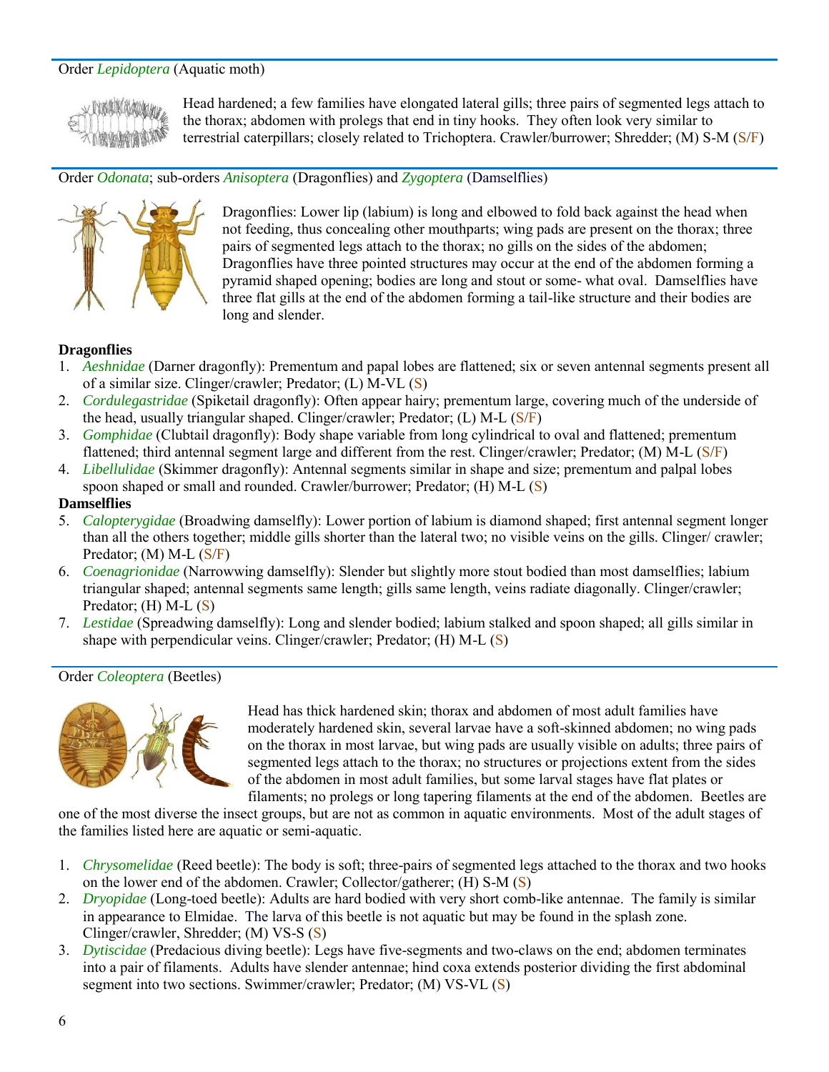Order *Lepidoptera* (Aquatic moth)

Head hardened; a few families have elongated lateral gills; three pairs of segmented legs attach to the thorax; abdomen with prolegs that end in tiny hooks. They often look very similar to terrestrial caterpillars; closely related to Trichoptera. Crawler/burrower; Shredder; (M) S-M (S/F)

Order *Odonata*; sub-orders *Anisoptera* (Dragonflies) and *Zygoptera* (Damselflies)

Dragonflies: Lower lip (labium) is long and elbowed to fold back against the head when not feeding, thus concealing other mouthparts; wing pads are present on the thorax; three pairs of segmented legs attach to the thorax; no gills on the sides of the abdomen; Dragonflies have three pointed structures may occur at the end of the abdomen forming a pyramid shaped opening; bodies are long and stout or some- what oval. Damselflies have three flat gills at the end of the abdomen forming a tail-like structure and their bodies are long and slender.

**Dragonflies**

1. *Aeshnidae* (Darner dragonfly): Prementum and papal lobes are flattened; six or seven antennal segments present all of a similar size. Clinger/crawler; Predator; (L) M-VL (S)
2. *Cordulegastridae* (Spiketail dragonfly): Often appear hairy; prementum large, covering much of the underside of the head, usually triangular shaped. Clinger/crawler; Predator; (L) M-L (S/F)
3. *Gomphidae* (Clubtail dragonfly): Body shape variable from long cylindrical to oval and flattened; prementum flattened; third antennal segment large and different from the rest. Clinger/crawler; Predator; (M) M-L (S/F)
4. *Libellulidae* (Skimmer dragonfly): Antennal segments similar in shape and size; prementum and palpal lobes spoon shaped or small and rounded. Crawler/burrower; Predator; (H) M-L (S)

**Damselflies**

5. *Calopterygidae* (Broadwing damselfly): Lower portion of labium is diamond shaped; first antennal segment longer than all the others together; middle gills shorter than the lateral two; no visible veins on the gills. Clinger/ crawler; Predator; (M) M-L (S/F)
6. *Coenagrionidae* (Narrowwing damselfly): Slender but slightly more stout bodied than most damselflies; labium triangular shaped; antennal segments same length; gills same length, veins radiate diagonally. Clinger/crawler; Predator; (H) M-L (S)
7. *Lestidae* (Spreadwing damselfly): Long and slender bodied; labium stalked and spoon shaped; all gills similar in shape with perpendicular veins. Clinger/crawler; Predator; (H) M-L (S)

Order *Coleoptera* (Beetles)

Head has thick hardened skin; thorax and abdomen of most adult families have moderately hardened skin, several larvae have a soft-skinned abdomen; no wing pads on the thorax in most larvae, but wing pads are usually visible on adults; three pairs of segmented legs attach to the thorax; no structures or projections extent from the sides of the abdomen in most adult families, but some larval stages have flat plates or filaments; no prolegs or long tapering filaments at the end of the abdomen. Beetles are one of the most diverse the insect groups, but are not as common in aquatic environments. Most of the adult stages of the families listed here are aquatic or semi-aquatic.

1. *Chrysomelidae* (Reed beetle): The body is soft; three-pairs of segmented legs attached to the thorax and two hooks on the lower end of the abdomen. Crawler; Collector/gatherer; (H) S-M (S)
2. *Dryopidae* (Long-toed beetle): Adults are hard bodied with very short comb-like antennae. The family is similar in appearance to Elmidae. The larva of this beetle is not aquatic but may be found in the splash zone. Clinger/crawler, Shredder; (M) VS-S (S)
3. *Dytiscidae* (Predacious diving beetle): Legs have five-segments and two-claws on the end; abdomen terminates into a pair of filaments. Adults have slender antennae; hind coxa extends posterior dividing the first abdominal segment into two sections. Swimmer/crawler; Predator; (M) VS-VL (S)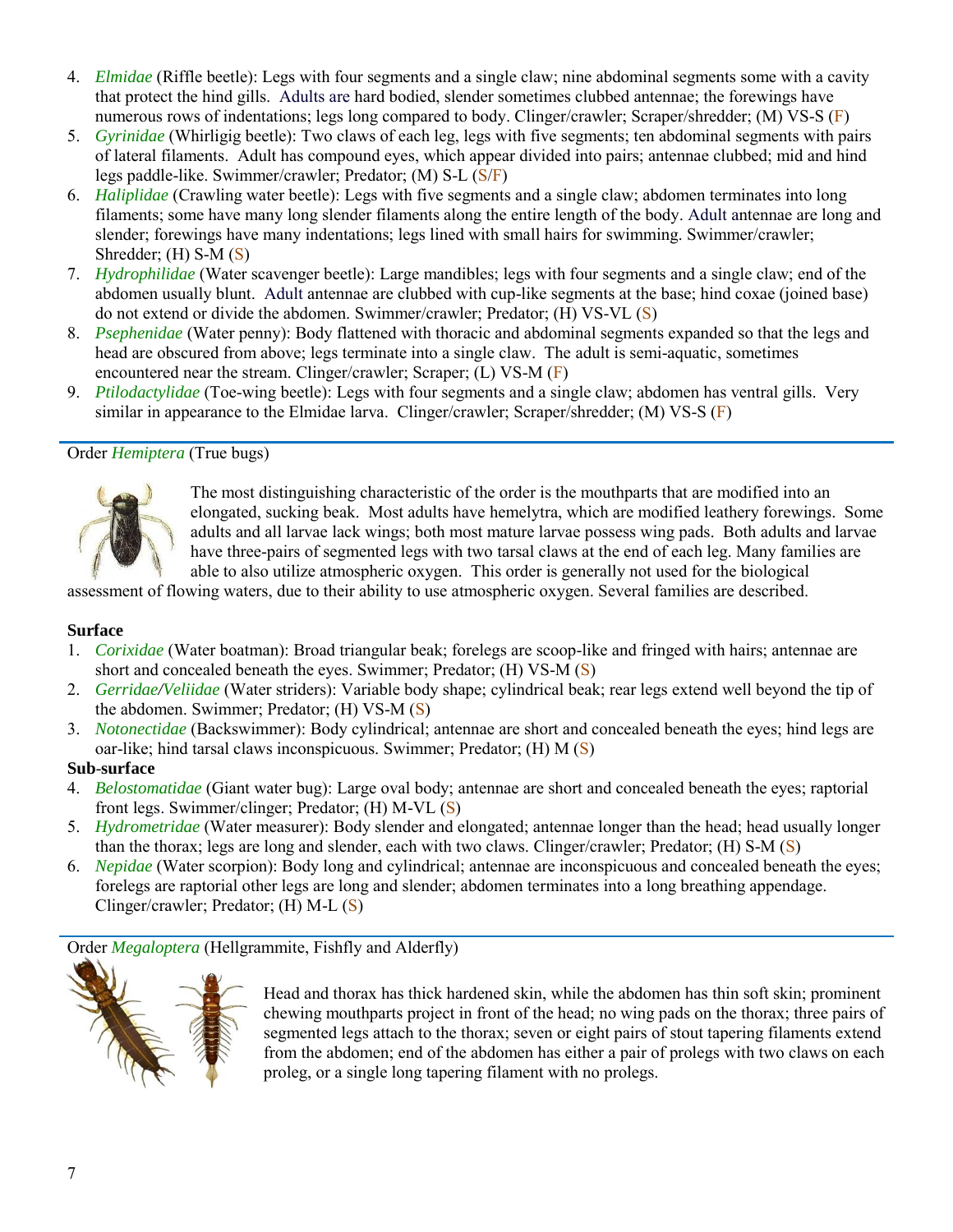4. *Elmidae* (Riffle beetle): Legs with four segments and a single claw; nine abdominal segments some with a cavity that protect the hind gills. Adults are hard bodied, slender sometimes clubbed antennae; the forewings have numerous rows of indentations; legs long compared to body. Clinger/crawler; Scraper/shredder; (M) VS-S (F)
5. *Gyrinidae* (Whirligig beetle): Two claws of each leg, legs with five segments; ten abdominal segments with pairs of lateral filaments. Adult has compound eyes, which appear divided into pairs; antennae clubbed; mid and hind legs paddle-like. Swimmer/crawler; Predator; (M) S-L (S/F)
6. *Haliplidae* (Crawling water beetle): Legs with five segments and a single claw; abdomen terminates into long filaments; some have many long slender filaments along the entire length of the body. Adult antennae are long and slender; forewings have many indentations; legs lined with small hairs for swimming. Swimmer/crawler; Shredder; (H) S-M (S)
7. *Hydrophilidae* (Water scavenger beetle): Large mandibles; legs with four segments and a single claw; end of the abdomen usually blunt. Adult antennae are clubbed with cup-like segments at the base; hind coxae (joined base) do not extend or divide the abdomen. Swimmer/crawler; Predator; (H) VS-VL (S)
8. *Psephenidae* (Water penny): Body flattened with thoracic and abdominal segments expanded so that the legs and head are obscured from above; legs terminate into a single claw. The adult is semi-aquatic, sometimes encountered near the stream. Clinger/crawler; Scraper; (L) VS-M (F)
9. *Ptilodactylidae* (Toe-wing beetle): Legs with four segments and a single claw; abdomen has ventral gills. Very similar in appearance to the Elmidae larva. Clinger/crawler; Scraper/shredder; (M) VS-S (F)

## Order *Hemiptera* (True bugs)

The most distinguishing characteristic of the order is the mouthparts that are modified into an elongated, sucking beak. Most adults have hemelytra, which are modified leathery forewings. Some adults and all larvae lack wings; both most mature larvae possess wing pads. Both adults and larvae have three-pairs of segmented legs with two tarsal claws at the end of each leg. Many families are able to also utilize atmospheric oxygen. This order is generally not used for the biological assessment of flowing waters, due to their ability to use atmospheric oxygen. Several families are described.

**Surface**

1. *Corixidae* (Water boatman): Broad triangular beak; forelegs are scoop-like and fringed with hairs; antennae are short and concealed beneath the eyes. Swimmer; Predator; (H) VS-M (S)
2. *Gerridae/Veliidae* (Water striders): Variable body shape; cylindrical beak; rear legs extend well beyond the tip of the abdomen. Swimmer; Predator; (H) VS-M (S)
3. *Notonectidae* (Backswimmer): Body cylindrical; antennae are short and concealed beneath the eyes; hind legs are oar-like; hind tarsal claws inconspicuous. Swimmer; Predator; (H) M (S)

**Sub-surface**

4. *Belostomatidae* (Giant water bug): Large oval body; antennae are short and concealed beneath the eyes; raptorial front legs. Swimmer/clinger; Predator; (H) M-VL (S)
5. *Hydrometridae* (Water measurer): Body slender and elongated; antennae longer than the head; head usually longer than the thorax; legs are long and slender, each with two claws. Clinger/crawler; Predator; (H) S-M (S)
6. *Nepidae* (Water scorpion): Body long and cylindrical; antennae are inconspicuous and concealed beneath the eyes; forelegs are raptorial other legs are long and slender; abdomen terminates into a long breathing appendage. Clinger/crawler; Predator; (H) M-L (S)

## Order *Megaloptera* (Hellgrammite, Fishfly and Alderfly)

Head and thorax has thick hardened skin, while the abdomen has thin soft skin; prominent chewing mouthparts project in front of the head; no wing pads on the thorax; three pairs of segmented legs attach to the thorax; seven or eight pairs of stout tapering filaments extend from the abdomen; end of the abdomen has either a pair of prolegs with two claws on each proleg, or a single long tapering filament with no prolegs.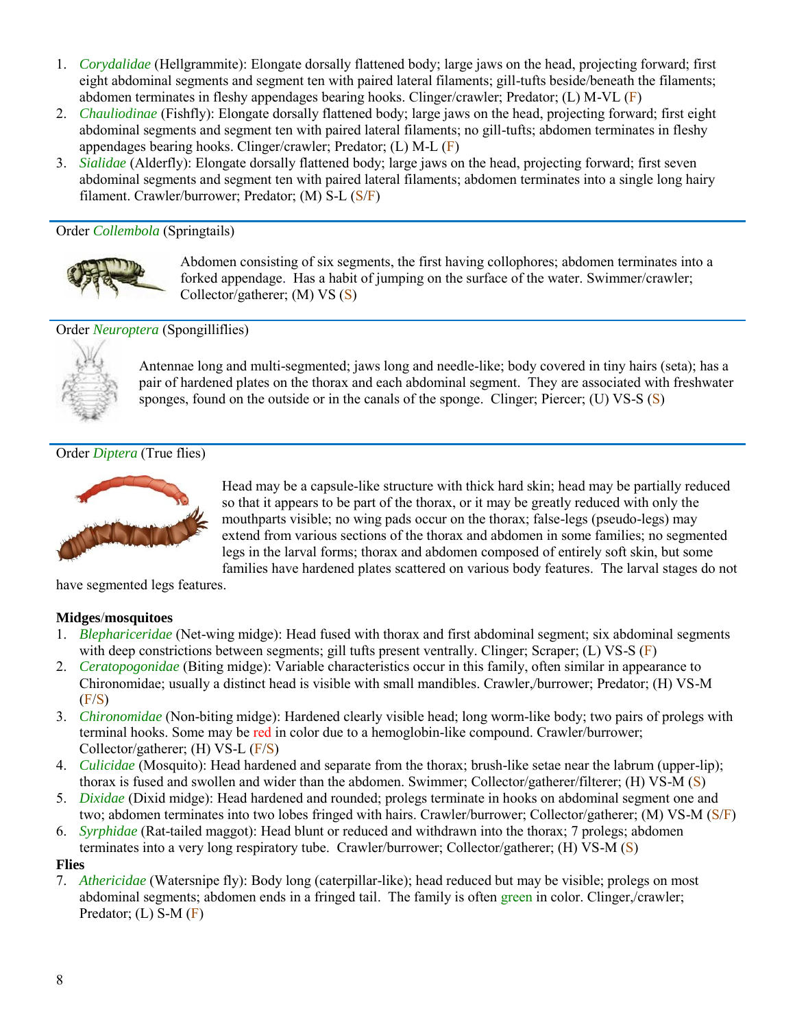1. *Corydalidae* (Hellgrammite): Elongate dorsally flattened body; large jaws on the head, projecting forward; first eight abdominal segments and segment ten with paired lateral filaments; gill-tufts beside/beneath the filaments; abdomen terminates in fleshy appendages bearing hooks. Clinger/crawler; Predator; (L) M-VL (F)
2. *Chauliodinae* (Fishfly): Elongate dorsally flattened body; large jaws on the head, projecting forward; first eight abdominal segments and segment ten with paired lateral filaments; no gill-tufts; abdomen terminates in fleshy appendages bearing hooks. Clinger/crawler; Predator; (L) M-L (F)
3. *Sialidae* (Alderfly): Elongate dorsally flattened body; large jaws on the head, projecting forward; first seven abdominal segments and segment ten with paired lateral filaments; abdomen terminates into a single long hairy filament. Crawler/burrower; Predator; (M) S-L (S/F)

## Order *Collembola* (Springtails)

Abdomen consisting of six segments, the first having collophores; abdomen terminates into a forked appendage. Has a habit of jumping on the surface of the water. Swimmer/crawler; Collector/gatherer; (M) VS (S)

## Order *Neuroptera* (Spongilliflies)

Antennae long and multi-segmented; jaws long and needle-like; body covered in tiny hairs (seta); has a pair of hardened plates on the thorax and each abdominal segment. They are associated with freshwater sponges, found on the outside or in the canals of the sponge. Clinger; Piercer; (U) VS-S (S)

## Order *Diptera* (True flies)

Head may be a capsule-like structure with thick hard skin; head may be partially reduced so that it appears to be part of the thorax, or it may be greatly reduced with only the mouthparts visible; no wing pads occur on the thorax; false-legs (pseudo-legs) may extend from various sections of the thorax and abdomen in some families; no segmented legs in the larval forms; thorax and abdomen composed of entirely soft skin, but some families have hardened plates scattered on various body features. The larval stages do not have segmented legs features.

**Midges/mosquitoes**

1. *Blephariceridae* (Net-wing midge): Head fused with thorax and first abdominal segment; six abdominal segments with deep constrictions between segments; gill tufts present ventrally. Clinger; Scraper; (L) VS-S (F)
2. *Ceratopogonidae* (Biting midge): Variable characteristics occur in this family, often similar in appearance to Chironomidae; usually a distinct head is visible with small mandibles. Crawler,/burrower; Predator; (H) VS-M (F/S)
3. *Chironomidae* (Non-biting midge): Hardened clearly visible head; long worm-like body; two pairs of prolegs with terminal hooks. Some may be red in color due to a hemoglobin-like compound. Crawler/burrower; Collector/gatherer; (H) VS-L (F/S)
4. *Culicidae* (Mosquito): Head hardened and separate from the thorax; brush-like setae near the labrum (upper-lip); thorax is fused and swollen and wider than the abdomen. Swimmer; Collector/gatherer/filterer; (H) VS-M (S)
5. *Dixidae* (Dixid midge): Head hardened and rounded; prolegs terminate in hooks on abdominal segment one and two; abdomen terminates into two lobes fringed with hairs. Crawler/burrower; Collector/gatherer; (M) VS-M (S/F)
6. *Syrphidae* (Rat-tailed maggot): Head blunt or reduced and withdrawn into the thorax; 7 prolegs; abdomen terminates into a very long respiratory tube. Crawler/burrower; Collector/gatherer; (H) VS-M (S)

**Flies**

7. *Athericidae* (Watersnipe fly): Body long (caterpillar-like); head reduced but may be visible; prolegs on most abdominal segments; abdomen ends in a fringed tail. The family is often green in color. Clinger,/crawler; Predator; (L) S-M (F)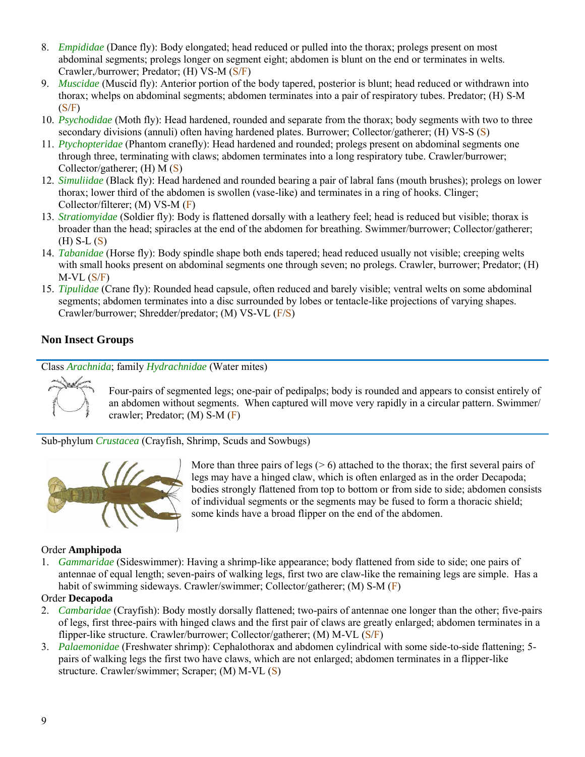8. *Empididae* (Dance fly): Body elongated; head reduced or pulled into the thorax; prolegs present on most abdominal segments; prolegs longer on segment eight; abdomen is blunt on the end or terminates in welts. Crawler,/burrower; Predator; (H) VS-M (S/F)
9. *Muscidae* (Muscid fly): Anterior portion of the body tapered, posterior is blunt; head reduced or withdrawn into thorax; whelps on abdominal segments; abdomen terminates into a pair of respiratory tubes. Predator; (H) S-M (S/F)
10. *Psychodidae* (Moth fly): Head hardened, rounded and separate from the thorax; body segments with two to three secondary divisions (annuli) often having hardened plates. Burrower; Collector/gatherer; (H) VS-S (S)
11. *Ptychopteridae* (Phantom cranefly): Head hardened and rounded; prolegs present on abdominal segments one through three, terminating with claws; abdomen terminates into a long respiratory tube. Crawler/burrower; Collector/gatherer; (H) M (S)
12. *Simuliidae* (Black fly): Head hardened and rounded bearing a pair of labral fans (mouth brushes); prolegs on lower thorax; lower third of the abdomen is swollen (vase-like) and terminates in a ring of hooks. Clinger; Collector/filterer; (M) VS-M (F)
13. *Stratiomyidae* (Soldier fly): Body is flattened dorsally with a leathery feel; head is reduced but visible; thorax is broader than the head; spiracles at the end of the abdomen for breathing. Swimmer/burrower; Collector/gatherer; (H) S-L (S)
14. *Tabanidae* (Horse fly): Body spindle shape both ends tapered; head reduced usually not visible; creeping welts with small hooks present on abdominal segments one through seven; no prolegs. Crawler, burrower; Predator; (H) M-VL (S/F)
15. *Tipulidae* (Crane fly): Rounded head capsule, often reduced and barely visible; ventral welts on some abdominal segments; abdomen terminates into a disc surrounded by lobes or tentacle-like projections of varying shapes. Crawler/burrower; Shredder/predator; (M) VS-VL (F/S)

### Non Insect Groups

Class *Arachnida*; family *Hydrachnidae* (Water mites)

Four-pairs of segmented legs; one-pair of pedipalps; body is rounded and appears to consist entirely of an abdomen without segments. When captured will move very rapidly in a circular pattern. Swimmer/crawler; Predator; (M) S-M (F)

Sub-phylum *Crustacea* (Crayfish, Shrimp, Scuds and Sowbugs)

More than three pairs of legs (> 6) attached to the thorax; the first several pairs of legs may have a hinged claw, which is often enlarged as in the order Decapoda; bodies strongly flattened from top to bottom or from side to side; abdomen consists of individual segments or the segments may be fused to form a thoracic shield; some kinds have a broad flipper on the end of the abdomen.

Order **Amphipoda**

1. *Gammaridae* (Sideswimmer): Having a shrimp-like appearance; body flattened from side to side; one pairs of antennae of equal length; seven-pairs of walking legs, first two are claw-like the remaining legs are simple. Has a habit of swimming sideways. Crawler/swimmer; Collector/gatherer; (M) S-M (F)

Order **Decapoda**

2. *Cambaridae* (Crayfish): Body mostly dorsally flattened; two-pairs of antennae one longer than the other; five-pairs of legs, first three-pairs with hinged claws and the first pair of claws are greatly enlarged; abdomen terminates in a flipper-like structure. Crawler/burrower; Collector/gatherer; (M) M-VL (S/F)
3. *Palaemonidae* (Freshwater shrimp): Cephalothorax and abdomen cylindrical with some side-to-side flattening; 5-pairs of walking legs the first two have claws, which are not enlarged; abdomen terminates in a flipper-like structure. Crawler/swimmer; Scraper; (M) M-VL (S)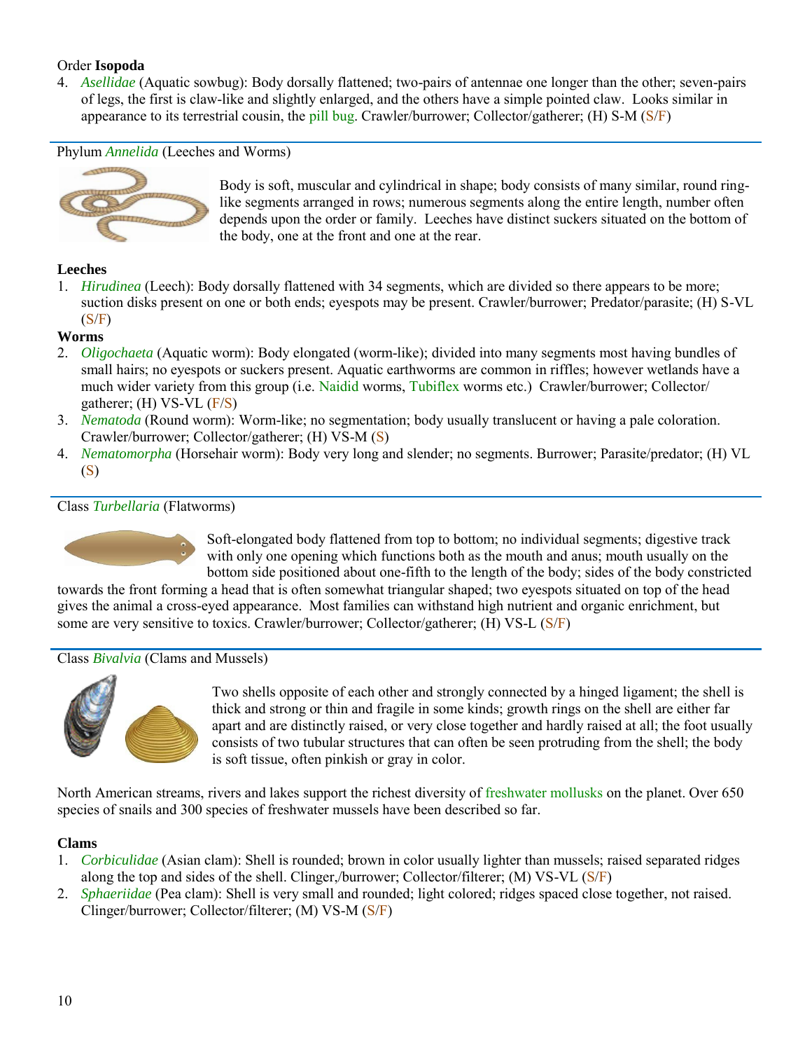Order **Isopoda**

4. *Asellidae* (Aquatic sowbug): Body dorsally flattened; two-pairs of antennae one longer than the other; seven-pairs of legs, the first is claw-like and slightly enlarged, and the others have a simple pointed claw. Looks similar in appearance to its terrestrial cousin, the pill bug. Crawler/burrower; Collector/gatherer; (H) S-M (S/F)

Phylum *Annelida* (Leeches and Worms)

Body is soft, muscular and cylindrical in shape; body consists of many similar, round ring-like segments arranged in rows; numerous segments along the entire length, number often depends upon the order or family. Leeches have distinct suckers situated on the bottom of the body, one at the front and one at the rear.

**Leeches**

1. *Hirudinea* (Leech): Body dorsally flattened with 34 segments, which are divided so there appears to be more; suction disks present on one or both ends; eyespots may be present. Crawler/burrower; Predator/parasite; (H) S-VL (S/F)

**Worms**

2. *Oligochaeta* (Aquatic worm): Body elongated (worm-like); divided into many segments most having bundles of small hairs; no eyespots or suckers present. Aquatic earthworms are common in riffles; however wetlands have a much wider variety from this group (i.e. Naidid worms, Tubiflex worms etc.) Crawler/burrower; Collector/gatherer; (H) VS-VL (F/S)
3. *Nematoda* (Round worm): Worm-like; no segmentation; body usually translucent or having a pale coloration. Crawler/burrower; Collector/gatherer; (H) VS-M (S)
4. *Nematomorpha* (Horsehair worm): Body very long and slender; no segments. Burrower; Parasite/predator; (H) VL (S)

Class *Turbellaria* (Flatworms)

Soft-elongated body flattened from top to bottom; no individual segments; digestive track with only one opening which functions both as the mouth and anus; mouth usually on the bottom side positioned about one-fifth to the length of the body; sides of the body constricted towards the front forming a head that is often somewhat triangular shaped; two eyespots situated on top of the head gives the animal a cross-eyed appearance. Most families can withstand high nutrient and organic enrichment, but some are very sensitive to toxics. Crawler/burrower; Collector/gatherer; (H) VS-L (S/F)

Class *Bivalvia* (Clams and Mussels)

Two shells opposite of each other and strongly connected by a hinged ligament; the shell is thick and strong or thin and fragile in some kinds; growth rings on the shell are either far apart and are distinctly raised, or very close together and hardly raised at all; the foot usually consists of two tubular structures that can often be seen protruding from the shell; the body is soft tissue, often pinkish or gray in color.

North American streams, rivers and lakes support the richest diversity of freshwater mollusks on the planet. Over 650 species of snails and 300 species of freshwater mussels have been described so far.

**Clams**

1. *Corbiculidae* (Asian clam): Shell is rounded; brown in color usually lighter than mussels; raised separated ridges along the top and sides of the shell. Clinger,/burrower; Collector/filterer; (M) VS-VL (S/F)
2. *Sphaeriidae* (Pea clam): Shell is very small and rounded; light colored; ridges spaced close together, not raised. Clinger/burrower; Collector/filterer; (M) VS-M (S/F)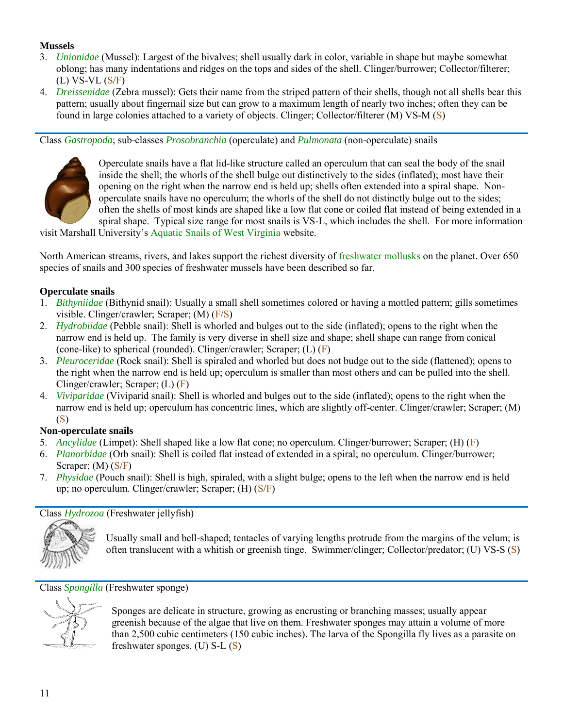**Mussels**

3. *Unionidae* (Mussel): Largest of the bivalves; shell usually dark in color, variable in shape but maybe somewhat oblong; has many indentations and ridges on the tops and sides of the shell. Clinger/burrower; Collector/filterer; (L) VS-VL (S/F)
4. *Dreissenidae* (Zebra mussel): Gets their name from the striped pattern of their shells, though not all shells bear this pattern; usually about fingernail size but can grow to a maximum length of nearly two inches; often they can be found in large colonies attached to a variety of objects. Clinger; Collector/filterer (M) VS-M (S)

Class *Gastropoda*; sub-classes *Prosobranchia* (operculate) and *Pulmonata* (non-operculate) snails

Operculate snails have a flat lid-like structure called an operculum that can seal the body of the snail inside the shell; the whorls of the shell bulge out distinctively to the sides (inflated); most have their opening on the right when the narrow end is held up; shells often extended into a spiral shape. Non-operculate snails have no operculum; the whorls of the shell do not distinctly bulge out to the sides; often the shells of most kinds are shaped like a low flat cone or coiled flat instead of being extended in a spiral shape. Typical size range for most snails is VS-L, which includes the shell. For more information visit Marshall University's Aquatic Snails of West Virginia website.

North American streams, rivers, and lakes support the richest diversity of freshwater mollusks on the planet. Over 650 species of snails and 300 species of freshwater mussels have been described so far.

**Operculate snails**

1. *Bithyniidae* (Bithynid snail): Usually a small shell sometimes colored or having a mottled pattern; gills sometimes visible. Clinger/crawler; Scraper; (M) (F/S)
2. *Hydrobiidae* (Pebble snail): Shell is whorled and bulges out to the side (inflated); opens to the right when the narrow end is held up. The family is very diverse in shell size and shape; shell shape can range from conical (cone-like) to spherical (rounded). Clinger/crawler; Scraper; (L) (F)
3. *Pleuroceridae* (Rock snail): Shell is spiraled and whorled but does not budge out to the side (flattened); opens to the right when the narrow end is held up; operculum is smaller than most others and can be pulled into the shell. Clinger/crawler; Scraper; (L) (F)
4. *Viviparidae* (Viviparid snail): Shell is whorled and bulges out to the side (inflated); opens to the right when the narrow end is held up; operculum has concentric lines, which are slightly off-center. Clinger/crawler; Scraper; (M) (S)

**Non-operculate snails**

5. *Ancylidae* (Limpet): Shell shaped like a low flat cone; no operculum. Clinger/burrower; Scraper; (H) (F)
6. *Planorbidae* (Orb snail): Shell is coiled flat instead of extended in a spiral; no operculum. Clinger/burrower; Scraper; (M) (S/F)
7. *Physidae* (Pouch snail): Shell is high, spiraled, with a slight bulge; opens to the left when the narrow end is held up; no operculum. Clinger/crawler; Scraper; (H) (S/F)

Class *Hydrozoa* (Freshwater jellyfish)

Usually small and bell-shaped; tentacles of varying lengths protrude from the margins of the velum; is often translucent with a whitish or greenish tinge. Swimmer/clinger; Collector/predator; (U) VS-S (S)

Class *Spongilla* (Freshwater sponge)

Sponges are delicate in structure, growing as encrusting or branching masses; usually appear greenish because of the algae that live on them. Freshwater sponges may attain a volume of more than 2,500 cubic centimeters (150 cubic inches). The larva of the Spongilla fly lives as a parasite on freshwater sponges. (U) S-L (S)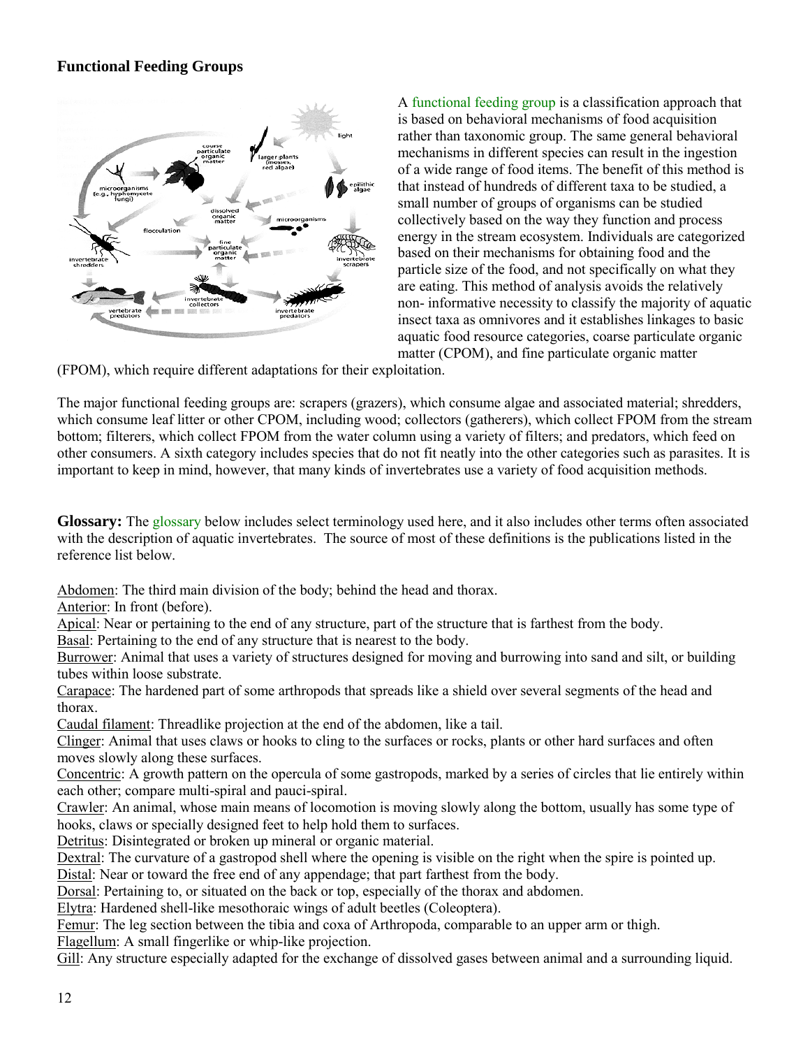### Functional Feeding Groups

A functional feeding group is a classification approach that is based on behavioral mechanisms of food acquisition rather than taxonomic group. The same general behavioral mechanisms in different species can result in the ingestion of a wide range of food items. The benefit of this method is that instead of hundreds of different taxa to be studied, a small number of groups of organisms can be studied collectively based on the way they function and process energy in the stream ecosystem. Individuals are categorized based on their mechanisms for obtaining food and the particle size of the food, and not specifically on what they are eating. This method of analysis avoids the relatively non- informative necessity to classify the majority of aquatic insect taxa as omnivores and it establishes linkages to basic aquatic food resource categories, coarse particulate organic matter (CPOM), and fine particulate organic matter (FPOM), which require different adaptations for their exploitation.

The major functional feeding groups are: scrapers (grazers), which consume algae and associated material; shredders, which consume leaf litter or other CPOM, including wood; collectors (gatherers), which collect FPOM from the stream bottom; filterers, which collect FPOM from the water column using a variety of filters; and predators, which feed on other consumers. A sixth category includes species that do not fit neatly into the other categories such as parasites. It is important to keep in mind, however, that many kinds of invertebrates use a variety of food acquisition methods.

**Glossary:** The glossary below includes select terminology used here, and it also includes other terms often associated with the description of aquatic invertebrates. The source of most of these definitions is the publications listed in the reference list below.

Abdomen: The third main division of the body; behind the head and thorax.
Anterior: In front (before).
Apical: Near or pertaining to the end of any structure, part of the structure that is farthest from the body.
Basal: Pertaining to the end of any structure that is nearest to the body.
Burrower: Animal that uses a variety of structures designed for moving and burrowing into sand and silt, or building tubes within loose substrate.
Carapace: The hardened part of some arthropods that spreads like a shield over several segments of the head and thorax.
Caudal filament: Threadlike projection at the end of the abdomen, like a tail.
Clinger: Animal that uses claws or hooks to cling to the surfaces or rocks, plants or other hard surfaces and often moves slowly along these surfaces.
Concentric: A growth pattern on the opercula of some gastropods, marked by a series of circles that lie entirely within each other; compare multi-spiral and pauci-spiral.
Crawler: An animal, whose main means of locomotion is moving slowly along the bottom, usually has some type of hooks, claws or specially designed feet to help hold them to surfaces.
Detritus: Disintegrated or broken up mineral or organic material.
Dextral: The curvature of a gastropod shell where the opening is visible on the right when the spire is pointed up.
Distal: Near or toward the free end of any appendage; that part farthest from the body.
Dorsal: Pertaining to, or situated on the back or top, especially of the thorax and abdomen.
Elytra: Hardened shell-like mesothoracic wings of adult beetles (Coleoptera).
Femur: The leg section between the tibia and coxa of Arthropoda, comparable to an upper arm or thigh.
Flagellum: A small fingerlike or whip-like projection.
Gill: Any structure especially adapted for the exchange of dissolved gases between animal and a surrounding liquid.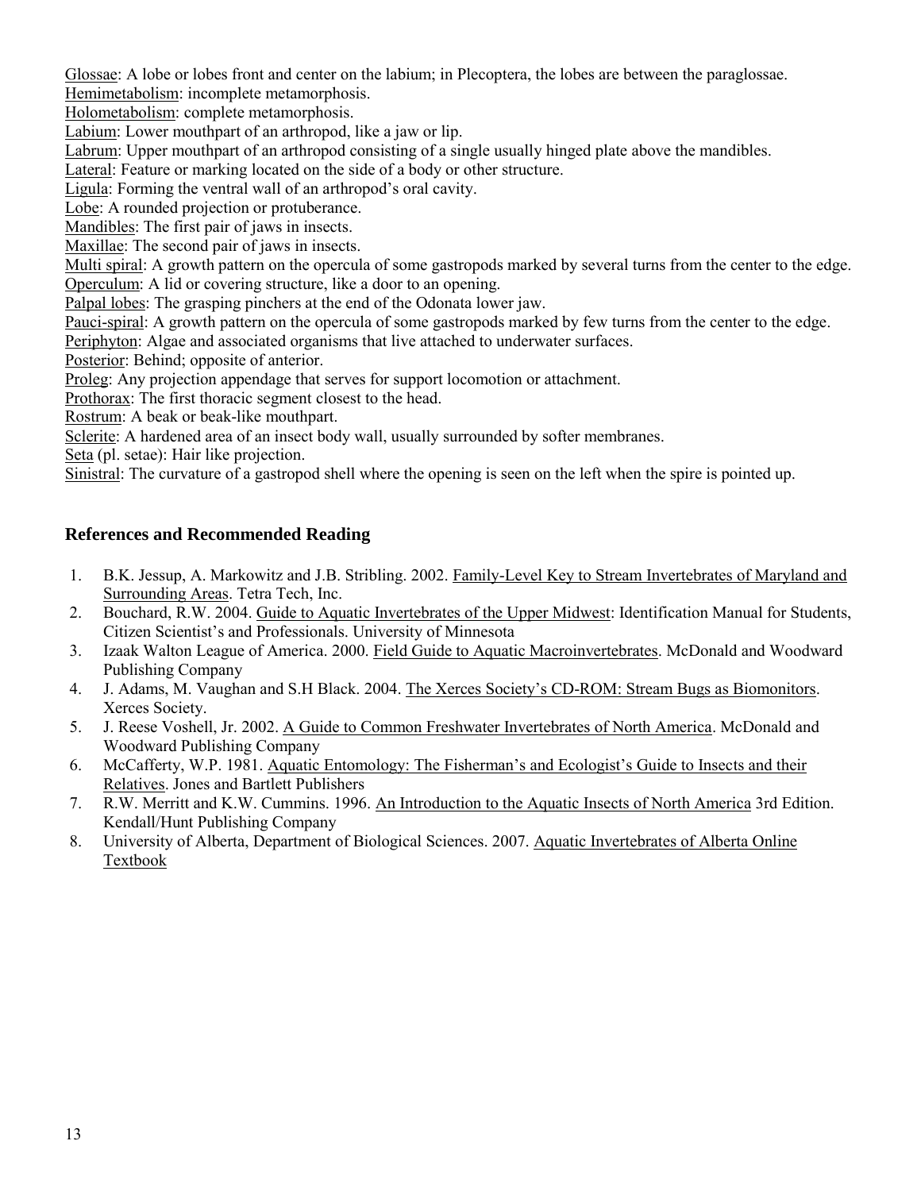Glossae: A lobe or lobes front and center on the labium; in Plecoptera, the lobes are between the paraglossae.
Hemimetabolism: incomplete metamorphosis.
Holometabolism: complete metamorphosis.
Labium: Lower mouthpart of an arthropod, like a jaw or lip.
Labrum: Upper mouthpart of an arthropod consisting of a single usually hinged plate above the mandibles.
Lateral: Feature or marking located on the side of a body or other structure.
Ligula: Forming the ventral wall of an arthropod's oral cavity.
Lobe: A rounded projection or protuberance.
Mandibles: The first pair of jaws in insects.
Maxillae: The second pair of jaws in insects.
Multi spiral: A growth pattern on the opercula of some gastropods marked by several turns from the center to the edge.
Operculum: A lid or covering structure, like a door to an opening.
Palpal lobes: The grasping pinchers at the end of the Odonata lower jaw.
Pauci-spiral: A growth pattern on the opercula of some gastropods marked by few turns from the center to the edge.
Periphyton: Algae and associated organisms that live attached to underwater surfaces.
Posterior: Behind; opposite of anterior.
Proleg: Any projection appendage that serves for support locomotion or attachment.
Prothorax: The first thoracic segment closest to the head.
Rostrum: A beak or beak-like mouthpart.
Sclerite: A hardened area of an insect body wall, usually surrounded by softer membranes.
Seta (pl. setae): Hair like projection.
Sinistral: The curvature of a gastropod shell where the opening is seen on the left when the spire is pointed up.

## References and Recommended Reading

1. B.K. Jessup, A. Markowitz and J.B. Stribling. 2002. Family-Level Key to Stream Invertebrates of Maryland and Surrounding Areas. Tetra Tech, Inc.
2. Bouchard, R.W. 2004. Guide to Aquatic Invertebrates of the Upper Midwest: Identification Manual for Students, Citizen Scientist's and Professionals. University of Minnesota
3. Izaak Walton League of America. 2000. Field Guide to Aquatic Macroinvertebrates. McDonald and Woodward Publishing Company
4. J. Adams, M. Vaughan and S.H Black. 2004. The Xerces Society's CD-ROM: Stream Bugs as Biomonitors. Xerces Society.
5. J. Reese Voshell, Jr. 2002. A Guide to Common Freshwater Invertebrates of North America. McDonald and Woodward Publishing Company
6. McCafferty, W.P. 1981. Aquatic Entomology: The Fisherman's and Ecologist's Guide to Insects and their Relatives. Jones and Bartlett Publishers
7. R.W. Merritt and K.W. Cummins. 1996. An Introduction to the Aquatic Insects of North America 3rd Edition. Kendall/Hunt Publishing Company
8. University of Alberta, Department of Biological Sciences. 2007. Aquatic Invertebrates of Alberta Online Textbook